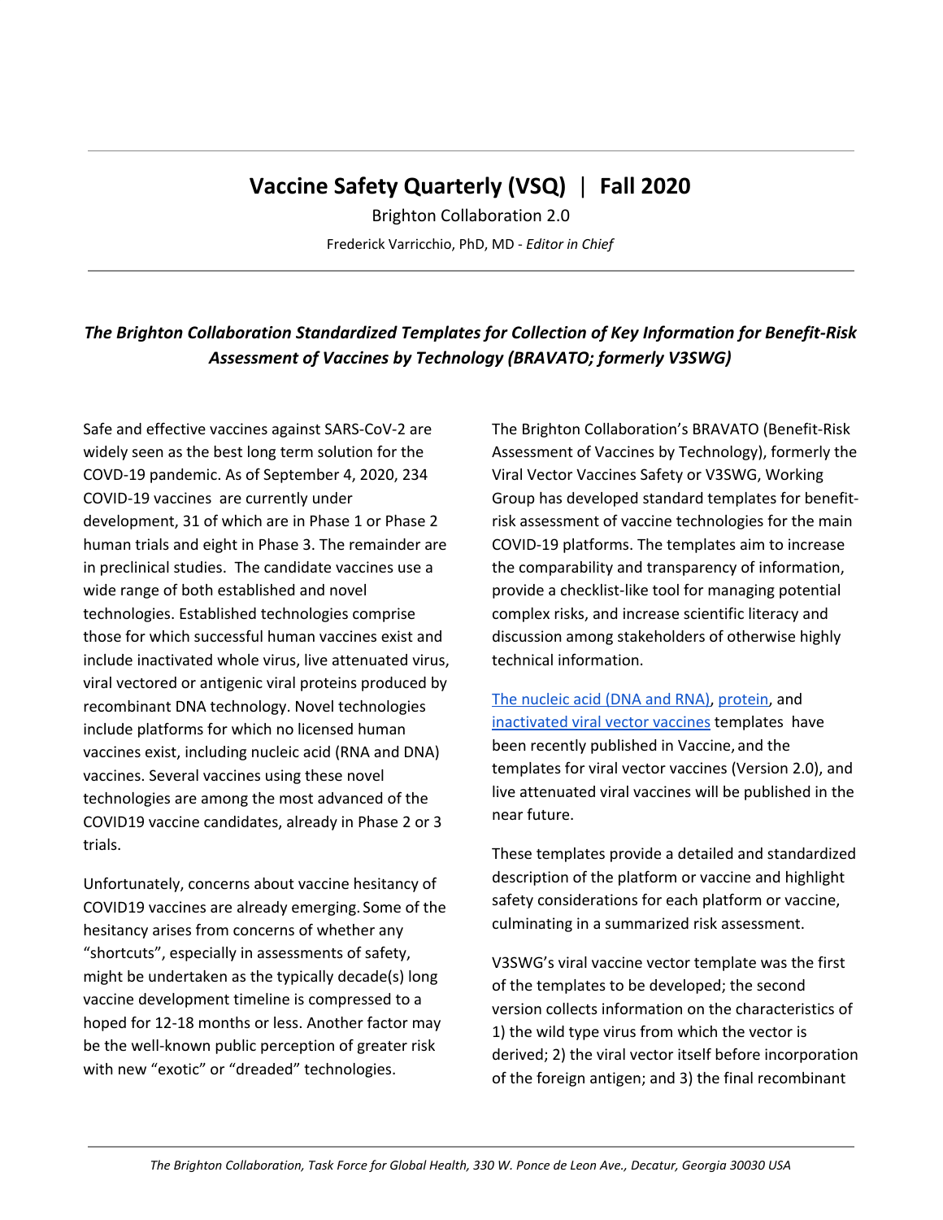# Vaccine Safety Quarterly (VSQ) | Fall 2020

Brighton Collaboration 2.0

Frederick Varricchio, PhD, MD - *Editor in Chief*

## *The Brighton Collaboration Standardized Templates for Collection of Key Information for Benefit-Risk Assessment of Vaccines by Technology (BRAVATO; formerly V3SWG)*

Safe and effective vaccines against SARS-CoV-2 are widely seen as the best long term solution for the COVD-19 pandemic. As of September 4, 2020, 234 COVID-19 vaccines are currently under development, 31 of which are in Phase 1 or Phase 2 human trials and eight in Phase 3. The remainder are in preclinical studies. The candidate vaccines use a wide range of both established and novel technologies. Established technologies comprise those for which successful human vaccines exist and include inactivated whole virus, live attenuated virus, viral vectored or antigenic viral proteins produced by recombinant DNA technology. Novel technologies include platforms for which no licensed human vaccines exist, including nucleic acid (RNA and DNA) vaccines. Several vaccines using these novel technologies are among the most advanced of the COVID19 vaccine candidates, already in Phase 2 or 3 trials.

Unfortunately, concerns about vaccine hesitancy of COVID19 vaccines are already emerging. Some of the hesitancy arises from concerns of whether any "shortcuts", especially in assessments of safety, might be undertaken as the typically decade(s) long vaccine development timeline is compressed to a hoped for 12-18 months or less. Another factor may be the well-known public perception of greater risk with new "exotic" or "dreaded" technologies.

The Brighton Collaboration's BRAVATO (Benefit-Risk Assessment of Vaccines by Technology), formerly the Viral Vector Vaccines Safety or V3SWG, Working Group has developed standard templates for benefit-risk assessment of vaccine technologies for the main COVID-19 platforms. The templates aim to increase the comparability and transparency of information, provide a checklist-like tool for managing potential complex risks, and increase scientific literacy and discussion among stakeholders of otherwise highly technical information.

The nucleic acid (DNA and RNA), protein, and inactivated viral vector vaccines templates have been recently published in Vaccine, and the templates for viral vector vaccines (Version 2.0), and live attenuated viral vaccines will be published in the near future.

These templates provide a detailed and standardized description of the platform or vaccine and highlight safety considerations for each platform or vaccine, culminating in a summarized risk assessment.

V3SWG's viral vaccine vector template was the first of the templates to be developed; the second version collects information on the characteristics of 1) the wild type virus from which the vector is derived; 2) the viral vector itself before incorporation of the foreign antigen; and 3) the final recombinant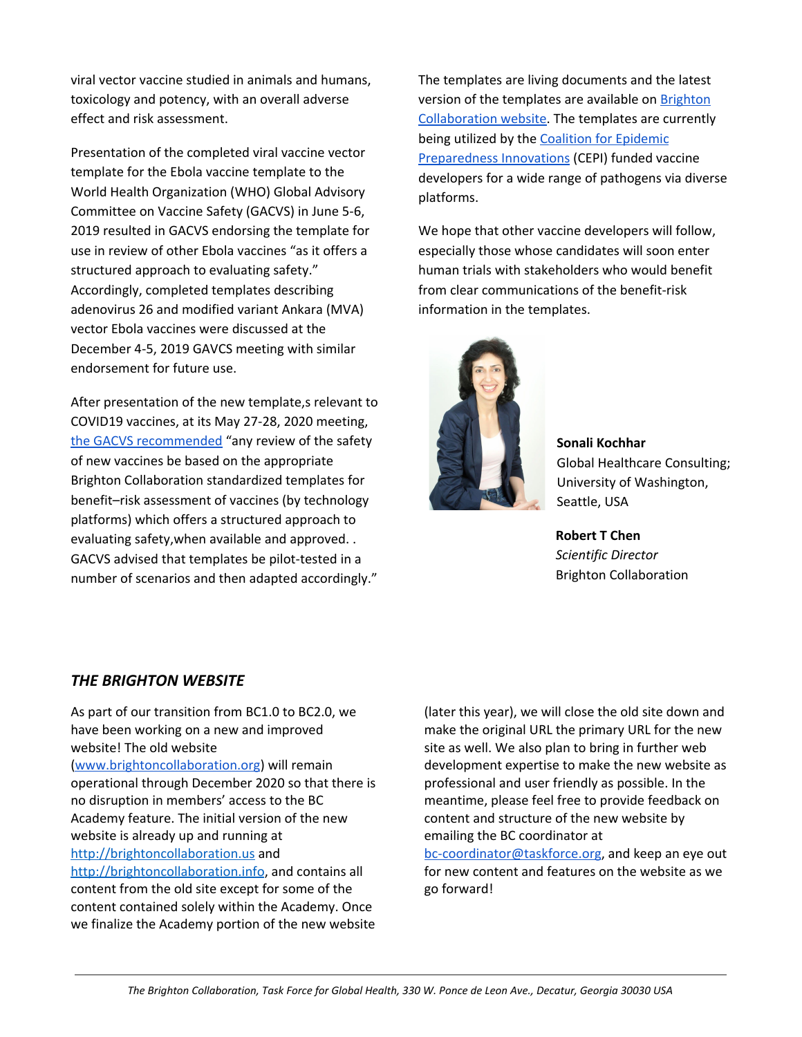viral vector vaccine studied in animals and humans, toxicology and potency, with an overall adverse effect and risk assessment.

Presentation of the completed viral vaccine vector template for the Ebola vaccine template to the World Health Organization (WHO) Global Advisory Committee on Vaccine Safety (GACVS) in June 5-6, 2019 resulted in GACVS endorsing the template for use in review of other Ebola vaccines "as it offers a structured approach to evaluating safety." Accordingly, completed templates describing adenovirus 26 and modified variant Ankara (MVA) vector Ebola vaccines were discussed at the December 4-5, 2019 GAVCS meeting with similar endorsement for future use.

After presentation of the new template,s relevant to COVID19 vaccines, at its May 27-28, 2020 meeting, the GACVS recommended "any review of the safety of new vaccines be based on the appropriate Brighton Collaboration standardized templates for benefit–risk assessment of vaccines (by technology platforms) which offers a structured approach to evaluating safety,when available and approved. . GACVS advised that templates be pilot-tested in a number of scenarios and then adapted accordingly."

The templates are living documents and the latest version of the templates are available on Brighton Collaboration website. The templates are currently being utilized by the Coalition for Epidemic Preparedness Innovations (CEPI) funded vaccine developers for a wide range of pathogens via diverse platforms.

We hope that other vaccine developers will follow, especially those whose candidates will soon enter human trials with stakeholders who would benefit from clear communications of the benefit-risk information in the templates.

**Sonali Kochhar**
Global Healthcare Consulting; University of Washington, Seattle, USA

**Robert T Chen**
*Scientific Director*
Brighton Collaboration

## *THE BRIGHTON WEBSITE*

As part of our transition from BC1.0 to BC2.0, we have been working on a new and improved website! The old website (www.brightoncollaboration.org) will remain operational through December 2020 so that there is no disruption in members' access to the BC Academy feature. The initial version of the new website is already up and running at http://brightoncollaboration.us and http://brightoncollaboration.info, and contains all content from the old site except for some of the content contained solely within the Academy. Once we finalize the Academy portion of the new website (later this year), we will close the old site down and make the original URL the primary URL for the new site as well. We also plan to bring in further web development expertise to make the new website as professional and user friendly as possible. In the meantime, please feel free to provide feedback on content and structure of the new website by emailing the BC coordinator at bc-coordinator@taskforce.org, and keep an eye out for new content and features on the website as we go forward!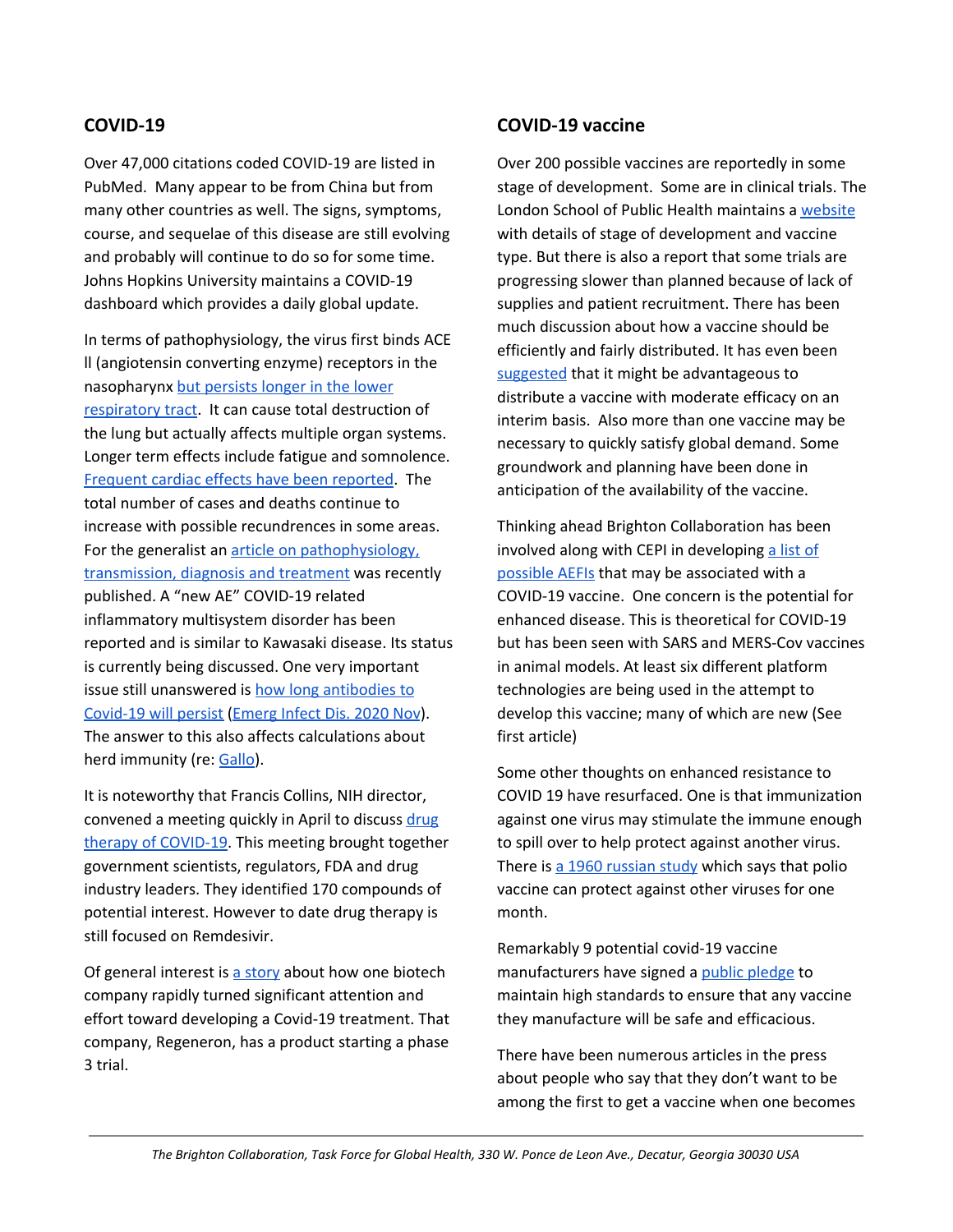## COVID-19

Over 47,000 citations coded COVID-19 are listed in PubMed. Many appear to be from China but from many other countries as well. The signs, symptoms, course, and sequelae of this disease are still evolving and probably will continue to do so for some time. Johns Hopkins University maintains a COVID-19 dashboard which provides a daily global update.

In terms of pathophysiology, the virus first binds ACE ll (angiotensin converting enzyme) receptors in the nasopharynx but persists longer in the lower respiratory tract. It can cause total destruction of the lung but actually affects multiple organ systems. Longer term effects include fatigue and somnolence. Frequent cardiac effects have been reported. The total number of cases and deaths continue to increase with possible recundrences in some areas. For the generalist an article on pathophysiology, transmission, diagnosis and treatment was recently published. A "new AE" COVID-19 related inflammatory multisystem disorder has been reported and is similar to Kawasaki disease. Its status is currently being discussed. One very important issue still unanswered is how long antibodies to Covid-19 will persist (Emerg Infect Dis. 2020 Nov). The answer to this also affects calculations about herd immunity (re: Gallo).

It is noteworthy that Francis Collins, NIH director, convened a meeting quickly in April to discuss drug therapy of COVID-19. This meeting brought together government scientists, regulators, FDA and drug industry leaders. They identified 170 compounds of potential interest. However to date drug therapy is still focused on Remdesivir.

Of general interest is a story about how one biotech company rapidly turned significant attention and effort toward developing a Covid-19 treatment. That company, Regeneron, has a product starting a phase 3 trial.

## COVID-19 vaccine

Over 200 possible vaccines are reportedly in some stage of development. Some are in clinical trials. The London School of Public Health maintains a website with details of stage of development and vaccine type. But there is also a report that some trials are progressing slower than planned because of lack of supplies and patient recruitment. There has been much discussion about how a vaccine should be efficiently and fairly distributed. It has even been suggested that it might be advantageous to distribute a vaccine with moderate efficacy on an interim basis. Also more than one vaccine may be necessary to quickly satisfy global demand. Some groundwork and planning have been done in anticipation of the availability of the vaccine.

Thinking ahead Brighton Collaboration has been involved along with CEPI in developing a list of possible AEFIs that may be associated with a COVID-19 vaccine. One concern is the potential for enhanced disease. This is theoretical for COVID-19 but has been seen with SARS and MERS-Cov vaccines in animal models. At least six different platform technologies are being used in the attempt to develop this vaccine; many of which are new (See first article)

Some other thoughts on enhanced resistance to COVID 19 have resurfaced. One is that immunization against one virus may stimulate the immune enough to spill over to help protect against another virus. There is a 1960 russian study which says that polio vaccine can protect against other viruses for one month.

Remarkably 9 potential covid-19 vaccine manufacturers have signed a public pledge to maintain high standards to ensure that any vaccine they manufacture will be safe and efficacious.

There have been numerous articles in the press about people who say that they don't want to be among the first to get a vaccine when one becomes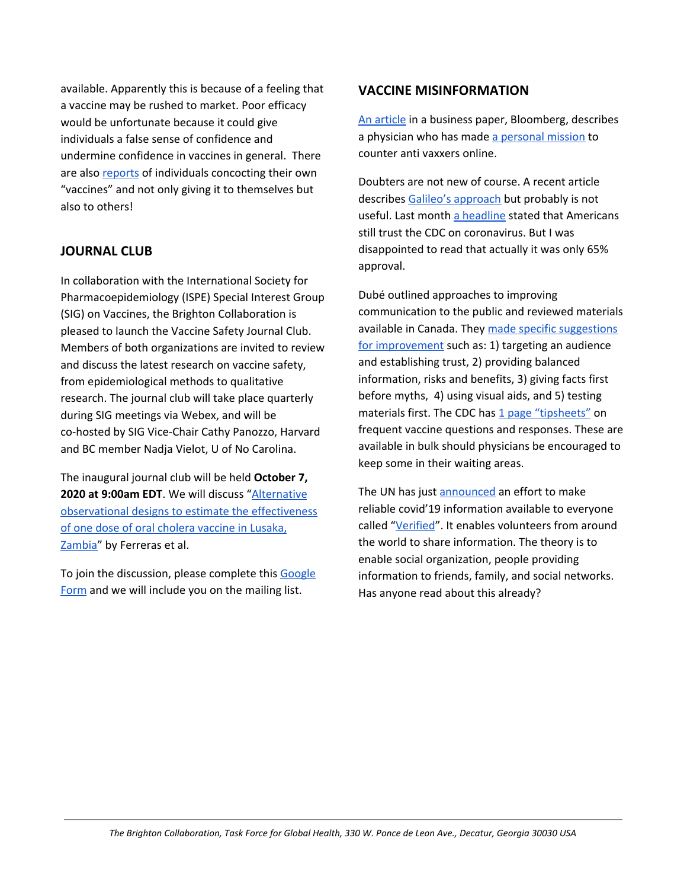available. Apparently this is because of a feeling that a vaccine may be rushed to market. Poor efficacy would be unfortunate because it could give individuals a false sense of confidence and undermine confidence in vaccines in general. There are also reports of individuals concocting their own "vaccines" and not only giving it to themselves but also to others!

## JOURNAL CLUB

In collaboration with the International Society for Pharmacoepidemiology (ISPE) Special Interest Group (SIG) on Vaccines, the Brighton Collaboration is pleased to launch the Vaccine Safety Journal Club. Members of both organizations are invited to review and discuss the latest research on vaccine safety, from epidemiological methods to qualitative research. The journal club will take place quarterly during SIG meetings via Webex, and will be co-hosted by SIG Vice-Chair Cathy Panozzo, Harvard and BC member Nadja Vielot, U of No Carolina.

The inaugural journal club will be held **October 7, 2020 at 9:00am EDT**. We will discuss "Alternative observational designs to estimate the effectiveness of one dose of oral cholera vaccine in Lusaka, Zambia" by Ferreras et al.

To join the discussion, please complete this Google Form and we will include you on the mailing list.

## VACCINE MISINFORMATION

An article in a business paper, Bloomberg, describes a physician who has made a personal mission to counter anti vaxxers online.

Doubters are not new of course. A recent article describes Galileo's approach but probably is not useful. Last month a headline stated that Americans still trust the CDC on coronavirus. But I was disappointed to read that actually it was only 65% approval.

Dubé outlined approaches to improving communication to the public and reviewed materials available in Canada. They made specific suggestions for improvement such as: 1) targeting an audience and establishing trust, 2) providing balanced information, risks and benefits, 3) giving facts first before myths, 4) using visual aids, and 5) testing materials first. The CDC has 1 page "tipsheets" on frequent vaccine questions and responses. These are available in bulk should physicians be encouraged to keep some in their waiting areas.

The UN has just announced an effort to make reliable covid'19 information available to everyone called "Verified". It enables volunteers from around the world to share information. The theory is to enable social organization, people providing information to friends, family, and social networks. Has anyone read about this already?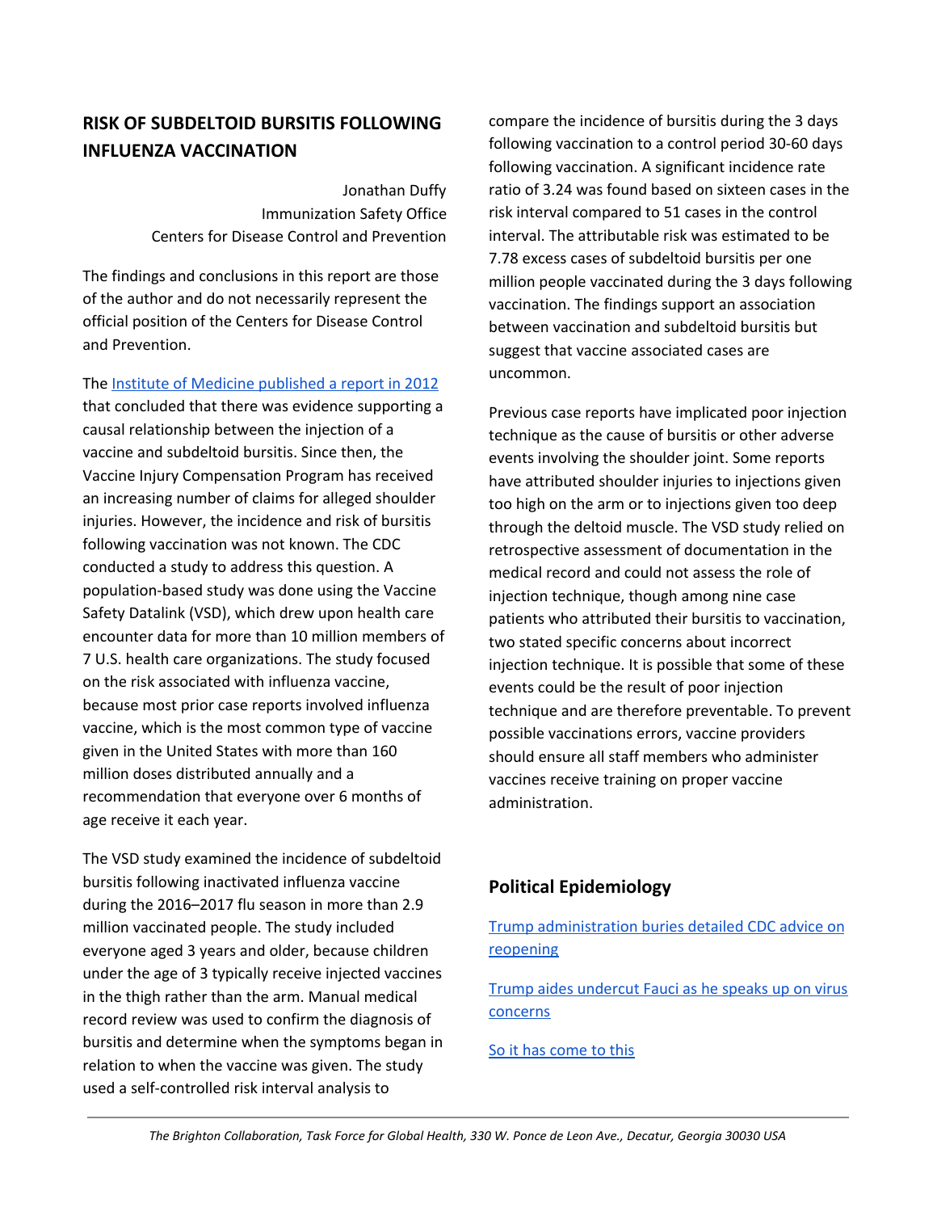## RISK OF SUBDELTOID BURSITIS FOLLOWING INFLUENZA VACCINATION

Jonathan Duffy
Immunization Safety Office
Centers for Disease Control and Prevention

The findings and conclusions in this report are those of the author and do not necessarily represent the official position of the Centers for Disease Control and Prevention.

The Institute of Medicine published a report in 2012 that concluded that there was evidence supporting a causal relationship between the injection of a vaccine and subdeltoid bursitis. Since then, the Vaccine Injury Compensation Program has received an increasing number of claims for alleged shoulder injuries. However, the incidence and risk of bursitis following vaccination was not known. The CDC conducted a study to address this question. A population-based study was done using the Vaccine Safety Datalink (VSD), which drew upon health care encounter data for more than 10 million members of 7 U.S. health care organizations. The study focused on the risk associated with influenza vaccine, because most prior case reports involved influenza vaccine, which is the most common type of vaccine given in the United States with more than 160 million doses distributed annually and a recommendation that everyone over 6 months of age receive it each year.

The VSD study examined the incidence of subdeltoid bursitis following inactivated influenza vaccine during the 2016–2017 flu season in more than 2.9 million vaccinated people. The study included everyone aged 3 years and older, because children under the age of 3 typically receive injected vaccines in the thigh rather than the arm. Manual medical record review was used to confirm the diagnosis of bursitis and determine when the symptoms began in relation to when the vaccine was given. The study used a self-controlled risk interval analysis to compare the incidence of bursitis during the 3 days following vaccination to a control period 30-60 days following vaccination. A significant incidence rate ratio of 3.24 was found based on sixteen cases in the risk interval compared to 51 cases in the control interval. The attributable risk was estimated to be 7.78 excess cases of subdeltoid bursitis per one million people vaccinated during the 3 days following vaccination. The findings support an association between vaccination and subdeltoid bursitis but suggest that vaccine associated cases are uncommon.

Previous case reports have implicated poor injection technique as the cause of bursitis or other adverse events involving the shoulder joint. Some reports have attributed shoulder injuries to injections given too high on the arm or to injections given too deep through the deltoid muscle. The VSD study relied on retrospective assessment of documentation in the medical record and could not assess the role of injection technique, though among nine case patients who attributed their bursitis to vaccination, two stated specific concerns about incorrect injection technique. It is possible that some of these events could be the result of poor injection technique and are therefore preventable. To prevent possible vaccinations errors, vaccine providers should ensure all staff members who administer vaccines receive training on proper vaccine administration.

## Political Epidemiology

Trump administration buries detailed CDC advice on reopening

Trump aides undercut Fauci as he speaks up on virus concerns

So it has come to this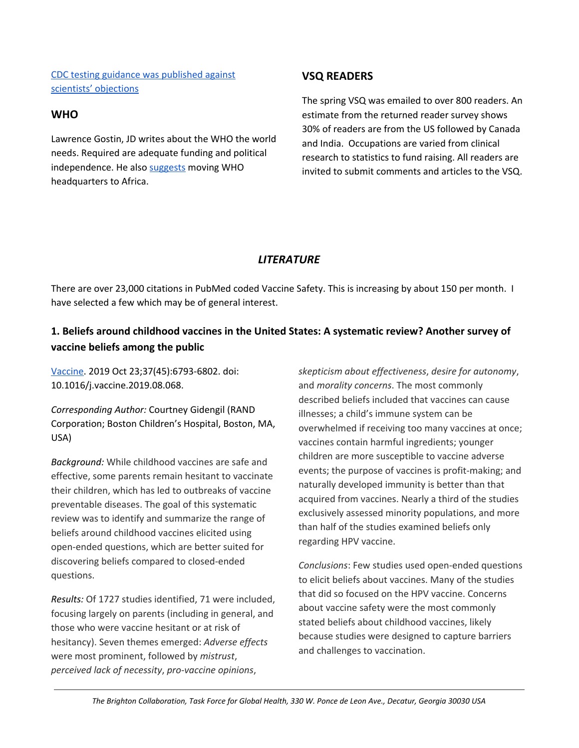[CDC testing guidance was published against scientists' objections]

## WHO

Lawrence Gostin, JD writes about the WHO the world needs. Required are adequate funding and political independence. He also [suggests] moving WHO headquarters to Africa.

## VSQ READERS

The spring VSQ was emailed to over 800 readers. An estimate from the returned reader survey shows 30% of readers are from the US followed by Canada and India. Occupations are varied from clinical research to statistics to fund raising. All readers are invited to submit comments and articles to the VSQ.

## *LITERATURE*

There are over 23,000 citations in PubMed coded Vaccine Safety. This is increasing by about 150 per month. I have selected a few which may be of general interest.

### 1. Beliefs around childhood vaccines in the United States: A systematic review? Another survey of vaccine beliefs among the public

[Vaccine]. 2019 Oct 23;37(45):6793-6802. doi: 10.1016/j.vaccine.2019.08.068.

*Corresponding Author:* Courtney Gidengil (RAND Corporation; Boston Children's Hospital, Boston, MA, USA)

*Background:* While childhood vaccines are safe and effective, some parents remain hesitant to vaccinate their children, which has led to outbreaks of vaccine preventable diseases. The goal of this systematic review was to identify and summarize the range of beliefs around childhood vaccines elicited using open-ended questions, which are better suited for discovering beliefs compared to closed-ended questions.

*Results:* Of 1727 studies identified, 71 were included, focusing largely on parents (including in general, and those who were vaccine hesitant or at risk of hesitancy). Seven themes emerged: *Adverse effects* were most prominent, followed by *mistrust*, *perceived lack of necessity*, *pro-vaccine opinions*, *skepticism about effectiveness*, *desire for autonomy*, and *morality concerns*. The most commonly described beliefs included that vaccines can cause illnesses; a child's immune system can be overwhelmed if receiving too many vaccines at once; vaccines contain harmful ingredients; younger children are more susceptible to vaccine adverse events; the purpose of vaccines is profit-making; and naturally developed immunity is better than that acquired from vaccines. Nearly a third of the studies exclusively assessed minority populations, and more than half of the studies examined beliefs only regarding HPV vaccine.

*Conclusions*: Few studies used open-ended questions to elicit beliefs about vaccines. Many of the studies that did so focused on the HPV vaccine. Concerns about vaccine safety were the most commonly stated beliefs about childhood vaccines, likely because studies were designed to capture barriers and challenges to vaccination.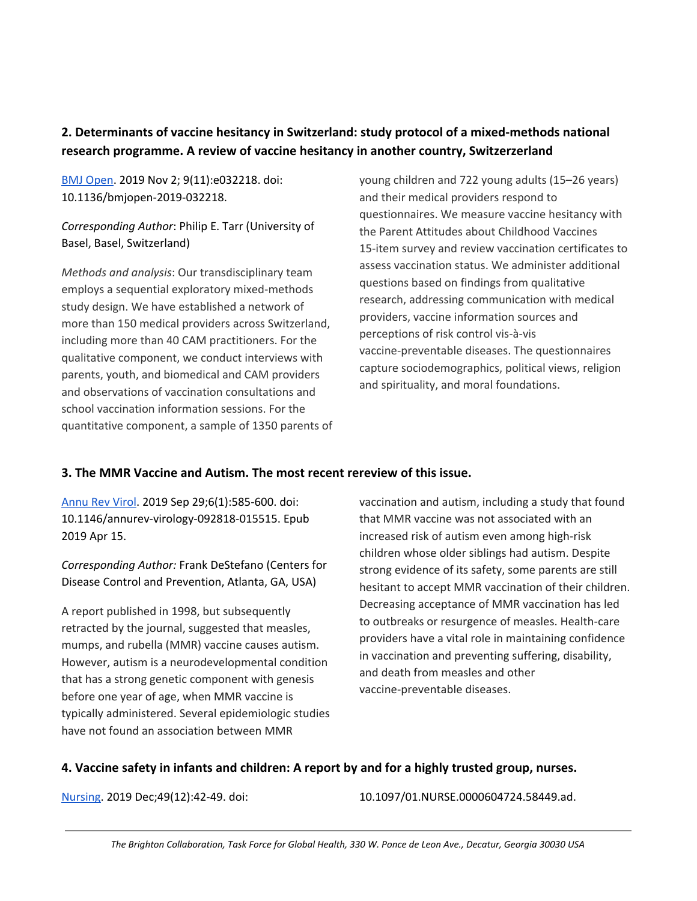**2. Determinants of vaccine hesitancy in Switzerland: study protocol of a mixed-methods national research programme. A review of vaccine hesitancy in another country, Switzerzerland**

[BMJ Open](). 2019 Nov 2; 9(11):e032218. doi: 10.1136/bmjopen-2019-032218.

*Corresponding Author*: Philip E. Tarr (University of Basel, Basel, Switzerland)

*Methods and analysis*: Our transdisciplinary team employs a sequential exploratory mixed-methods study design. We have established a network of more than 150 medical providers across Switzerland, including more than 40 CAM practitioners. For the qualitative component, we conduct interviews with parents, youth, and biomedical and CAM providers and observations of vaccination consultations and school vaccination information sessions. For the quantitative component, a sample of 1350 parents of young children and 722 young adults (15–26 years) and their medical providers respond to questionnaires. We measure vaccine hesitancy with the Parent Attitudes about Childhood Vaccines 15-item survey and review vaccination certificates to assess vaccination status. We administer additional questions based on findings from qualitative research, addressing communication with medical providers, vaccine information sources and perceptions of risk control vis-à-vis vaccine-preventable diseases. The questionnaires capture sociodemographics, political views, religion and spirituality, and moral foundations.

**3. The MMR Vaccine and Autism. The most recent rereview of this issue.**

[Annu Rev Virol](). 2019 Sep 29;6(1):585-600. doi: 10.1146/annurev-virology-092818-015515. Epub 2019 Apr 15.

*Corresponding Author:* Frank DeStefano (Centers for Disease Control and Prevention, Atlanta, GA, USA)

A report published in 1998, but subsequently retracted by the journal, suggested that measles, mumps, and rubella (MMR) vaccine causes autism. However, autism is a neurodevelopmental condition that has a strong genetic component with genesis before one year of age, when MMR vaccine is typically administered. Several epidemiologic studies have not found an association between MMR vaccination and autism, including a study that found that MMR vaccine was not associated with an increased risk of autism even among high-risk children whose older siblings had autism. Despite strong evidence of its safety, some parents are still hesitant to accept MMR vaccination of their children. Decreasing acceptance of MMR vaccination has led to outbreaks or resurgence of measles. Health-care providers have a vital role in maintaining confidence in vaccination and preventing suffering, disability, and death from measles and other vaccine-preventable diseases.

**4. Vaccine safety in infants and children: A report by and for a highly trusted group, nurses.**

[Nursing](). 2019 Dec;49(12):42-49. doi: 10.1097/01.NURSE.0000604724.58449.ad.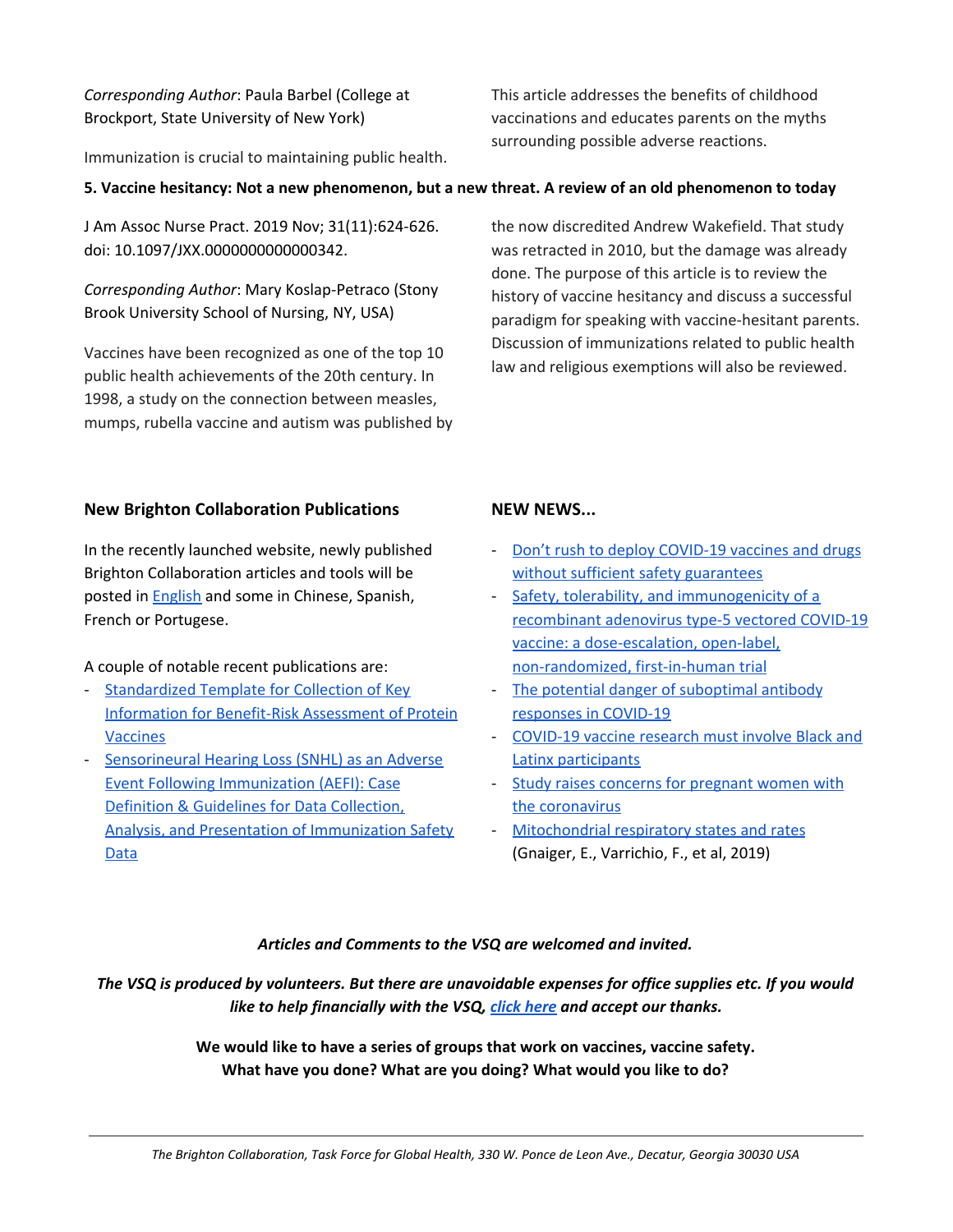*Corresponding Author*: Paula Barbel (College at Brockport, State University of New York)

Immunization is crucial to maintaining public health. This article addresses the benefits of childhood vaccinations and educates parents on the myths surrounding possible adverse reactions.

**5. Vaccine hesitancy: Not a new phenomenon, but a new threat. A review of an old phenomenon to today**

J Am Assoc Nurse Pract. 2019 Nov; 31(11):624-626. doi: 10.1097/JXX.0000000000000342.

*Corresponding Author*: Mary Koslap-Petraco (Stony Brook University School of Nursing, NY, USA)

Vaccines have been recognized as one of the top 10 public health achievements of the 20th century. In 1998, a study on the connection between measles, mumps, rubella vaccine and autism was published by the now discredited Andrew Wakefield. That study was retracted in 2010, but the damage was already done. The purpose of this article is to review the history of vaccine hesitancy and discuss a successful paradigm for speaking with vaccine-hesitant parents. Discussion of immunizations related to public health law and religious exemptions will also be reviewed.

### New Brighton Collaboration Publications

In the recently launched website, newly published Brighton Collaboration articles and tools will be posted in English and some in Chinese, Spanish, French or Portuguese.

A couple of notable recent publications are:

- Standardized Template for Collection of Key Information for Benefit-Risk Assessment of Protein Vaccines
- Sensorineural Hearing Loss (SNHL) as an Adverse Event Following Immunization (AEFI): Case Definition & Guidelines for Data Collection, Analysis, and Presentation of Immunization Safety Data

### NEW NEWS...

- Don't rush to deploy COVID-19 vaccines and drugs without sufficient safety guarantees
- Safety, tolerability, and immunogenicity of a recombinant adenovirus type-5 vectored COVID-19 vaccine: a dose-escalation, open-label, non-randomized, first-in-human trial
- The potential danger of suboptimal antibody responses in COVID-19
- COVID-19 vaccine research must involve Black and Latinx participants
- Study raises concerns for pregnant women with the coronavirus
- Mitochondrial respiratory states and rates (Gnaiger, E., Varrichio, F., et al, 2019)

***Articles and Comments to the VSQ are welcomed and invited.***

***The VSQ is produced by volunteers. But there are unavoidable expenses for office supplies etc. If you would like to help financially with the VSQ, click here and accept our thanks.***

**We would like to have a series of groups that work on vaccines, vaccine safety. What have you done? What are you doing? What would you like to do?**

*The Brighton Collaboration, Task Force for Global Health, 330 W. Ponce de Leon Ave., Decatur, Georgia 30030 USA*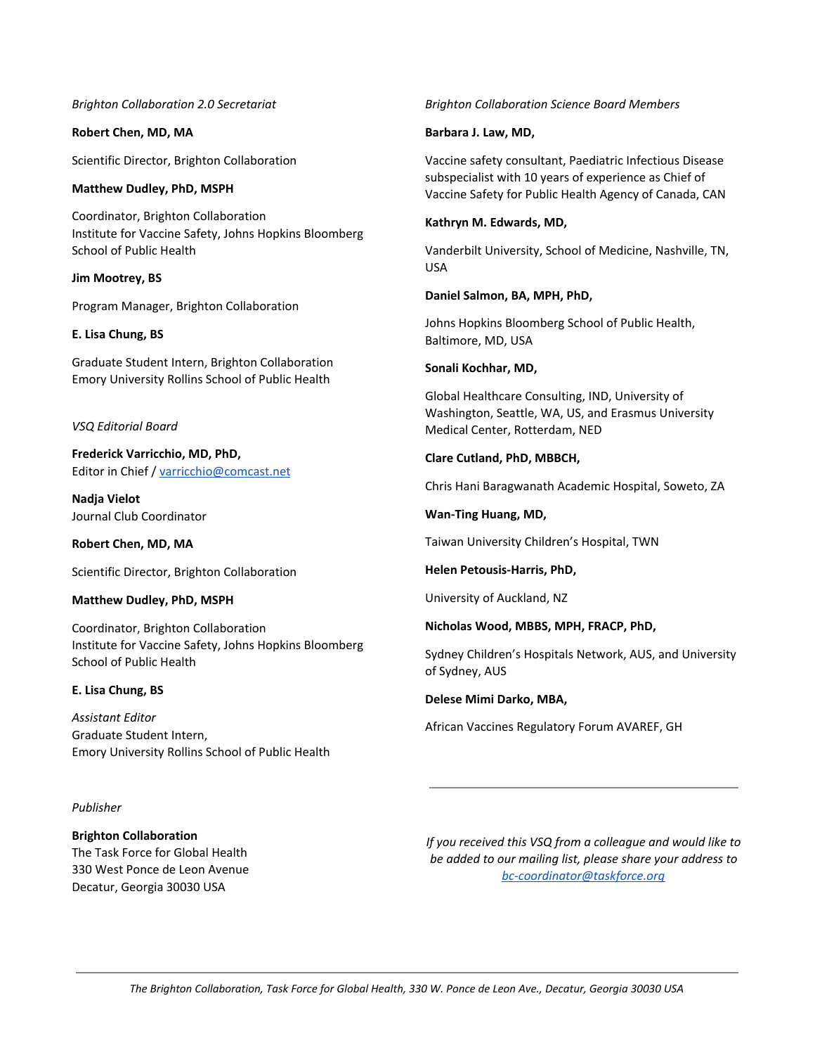*Brighton Collaboration 2.0 Secretariat*

**Robert Chen, MD, MA**

Scientific Director, Brighton Collaboration

**Matthew Dudley, PhD, MSPH**

Coordinator, Brighton Collaboration
Institute for Vaccine Safety, Johns Hopkins Bloomberg School of Public Health

**Jim Mootrey, BS**

Program Manager, Brighton Collaboration

**E. Lisa Chung, BS**

Graduate Student Intern, Brighton Collaboration
Emory University Rollins School of Public Health

*VSQ Editorial Board*

**Frederick Varricchio, MD, PhD,**
Editor in Chief / varricchio@comcast.net

**Nadja Vielot**
Journal Club Coordinator

**Robert Chen, MD, MA**

Scientific Director, Brighton Collaboration

**Matthew Dudley, PhD, MSPH**

Coordinator, Brighton Collaboration
Institute for Vaccine Safety, Johns Hopkins Bloomberg School of Public Health

**E. Lisa Chung, BS**

*Assistant Editor*
Graduate Student Intern,
Emory University Rollins School of Public Health

*Publisher*

**Brighton Collaboration**
The Task Force for Global Health
330 West Ponce de Leon Avenue
Decatur, Georgia 30030 USA

*Brighton Collaboration Science Board Members*

**Barbara J. Law, MD,**

Vaccine safety consultant, Paediatric Infectious Disease subspecialist with 10 years of experience as Chief of Vaccine Safety for Public Health Agency of Canada, CAN

**Kathryn M. Edwards, MD,**

Vanderbilt University, School of Medicine, Nashville, TN, USA

**Daniel Salmon, BA, MPH, PhD,**

Johns Hopkins Bloomberg School of Public Health, Baltimore, MD, USA

**Sonali Kochhar, MD,**

Global Healthcare Consulting, IND, University of Washington, Seattle, WA, US, and Erasmus University Medical Center, Rotterdam, NED

**Clare Cutland, PhD, MBBCH,**

Chris Hani Baragwanath Academic Hospital, Soweto, ZA

**Wan-Ting Huang, MD,**

Taiwan University Children's Hospital, TWN

**Helen Petousis-Harris, PhD,**

University of Auckland, NZ

**Nicholas Wood, MBBS, MPH, FRACP, PhD,**

Sydney Children's Hospitals Network, AUS, and University of Sydney, AUS

**Delese Mimi Darko, MBA,**

African Vaccines Regulatory Forum AVAREF, GH

---

*If you received this VSQ from a colleague and would like to be added to our mailing list, please share your address to bc-coordinator@taskforce.org*